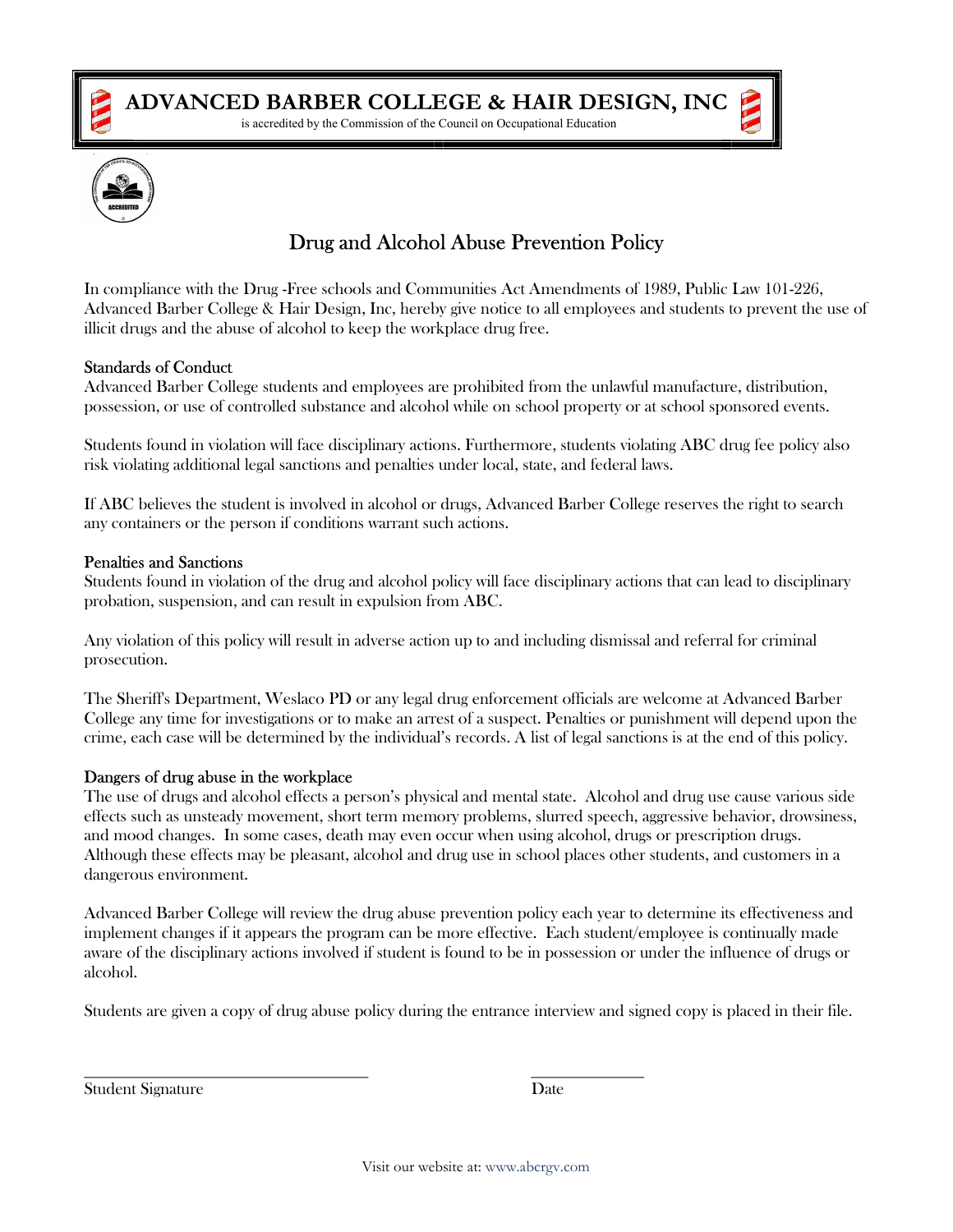# ADVANCED BARBER COLLEGE & HAIR DESIGN, INC

is accredited by the Commission of the Council on Occupational Education

## Drug and Alcohol Abuse Prevention Policy

In compliance with the Drug -Free schools and Communities Act Amendments of 1989, Public Law 101-226, Advanced Barber College & Hair Design, Inc, hereby give notice to all employees and students to prevent the use of illicit drugs and the abuse of alcohol to keep the workplace drug free.

### Standards of Conduct

Advanced Barber College students and employees are prohibited from the unlawful manufacture, distribution, possession, or use of controlled substance and alcohol while on school property or at school sponsored events.

Students found in violation will face disciplinary actions. Furthermore, students violating ABC drug fee policy also risk violating additional legal sanctions and penalties under local, state, and federal laws.

If ABC believes the student is involved in alcohol or drugs, Advanced Barber College reserves the right to search any containers or the person if conditions warrant such actions.

### Penalties and Sanctions

Students found in violation of the drug and alcohol policy will face disciplinary actions that can lead to disciplinary probation, suspension, and can result in expulsion from ABC.

Any violation of this policy will result in adverse action up to and including dismissal and referral for criminal prosecution.

The Sheriff's Department, Weslaco PD or any legal drug enforcement officials are welcome at Advanced Barber College any time for investigations or to make an arrest of a suspect. Penalties or punishment will depend upon the crime, each case will be determined by the individual's records. A list of legal sanctions is at the end of this policy.

### Dangers of drug abuse in the workplace

The use of drugs and alcohol effects a person's physical and mental state. Alcohol and drug use cause various side effects such as unsteady movement, short term memory problems, slurred speech, aggressive behavior, drowsiness, and mood changes. In some cases, death may even occur when using alcohol, drugs or prescription drugs. Although these effects may be pleasant, alcohol and drug use in school places other students, and customers in a dangerous environment.

Advanced Barber College will review the drug abuse prevention policy each year to determine its effectiveness and implement changes if it appears the program can be more effective. Each student/employee is continually made aware of the disciplinary actions involved if student is found to be in possession or under the influence of drugs or alcohol.

Students are given a copy of drug abuse policy during the entrance interview and signed copy is placed in their file.

\_\_\_\_\_\_\_\_\_\_\_\_\_\_\_\_\_\_\_\_\_\_\_\_\_\_\_\_\_\_\_\_\_\_\_\_ \_\_\_\_\_\_\_\_\_\_\_\_\_\_\_

Student Signature Date

Visit our website at: www.abcrgv.com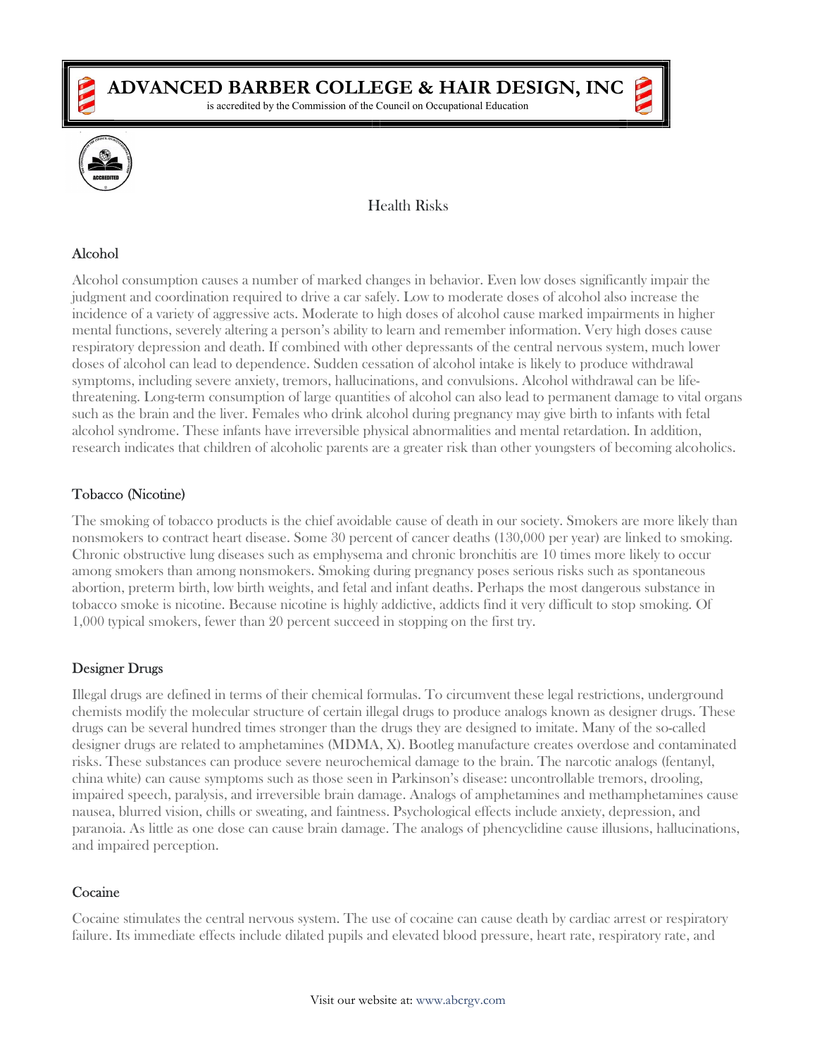# ADVANCED BARBER COLLEGE & HAIR DESIGN, INC

is accredited by the Commission of the Council on Occupational Education

## Health Risks

### Alcohol

Alcohol consumption causes a number of marked changes in behavior. Even low doses significantly impair the judgment and coordination required to drive a car safely. Low to moderate doses of alcohol also increase the incidence of a variety of aggressive acts. Moderate to high doses of alcohol cause marked impairments in higher mental functions, severely altering a person's ability to learn and remember information. Very high doses cause respiratory depression and death. If combined with other depressants of the central nervous system, much lower doses of alcohol can lead to dependence. Sudden cessation of alcohol intake is likely to produce withdrawal symptoms, including severe anxiety, tremors, hallucinations, and convulsions. Alcohol withdrawal can be life-threatening. Long-term consumption of large quantities of alcohol can also lead to permanent damage to vital organs such as the brain and the liver. Females who drink alcohol during pregnancy may give birth to infants with fetal alcohol syndrome. These infants have irreversible physical abnormalities and mental retardation. In addition, research indicates that children of alcoholic parents are a greater risk than other youngsters of becoming alcoholics.

### Tobacco (Nicotine)

The smoking of tobacco products is the chief avoidable cause of death in our society. Smokers are more likely than nonsmokers to contract heart disease. Some 30 percent of cancer deaths (130,000 per year) are linked to smoking. Chronic obstructive lung diseases such as emphysema and chronic bronchitis are 10 times more likely to occur among smokers than among nonsmokers. Smoking during pregnancy poses serious risks such as spontaneous abortion, preterm birth, low birth weights, and fetal and infant deaths. Perhaps the most dangerous substance in tobacco smoke is nicotine. Because nicotine is highly addictive, addicts find it very difficult to stop smoking. Of 1,000 typical smokers, fewer than 20 percent succeed in stopping on the first try.

### Designer Drugs

Illegal drugs are defined in terms of their chemical formulas. To circumvent these legal restrictions, underground chemists modify the molecular structure of certain illegal drugs to produce analogs known as designer drugs. These drugs can be several hundred times stronger than the drugs they are designed to imitate. Many of the so-called designer drugs are related to amphetamines (MDMA, X). Bootleg manufacture creates overdose and contaminated risks. These substances can produce severe neurochemical damage to the brain. The narcotic analogs (fentanyl, china white) can cause symptoms such as those seen in Parkinson's disease: uncontrollable tremors, drooling, impaired speech, paralysis, and irreversible brain damage. Analogs of amphetamines and methamphetamines cause nausea, blurred vision, chills or sweating, and faintness. Psychological effects include anxiety, depression, and paranoia. As little as one dose can cause brain damage. The analogs of phencyclidine cause illusions, hallucinations, and impaired perception.

### Cocaine

Cocaine stimulates the central nervous system. The use of cocaine can cause death by cardiac arrest or respiratory failure. Its immediate effects include dilated pupils and elevated blood pressure, heart rate, respiratory rate, and

Visit our website at: www.abcrgv.com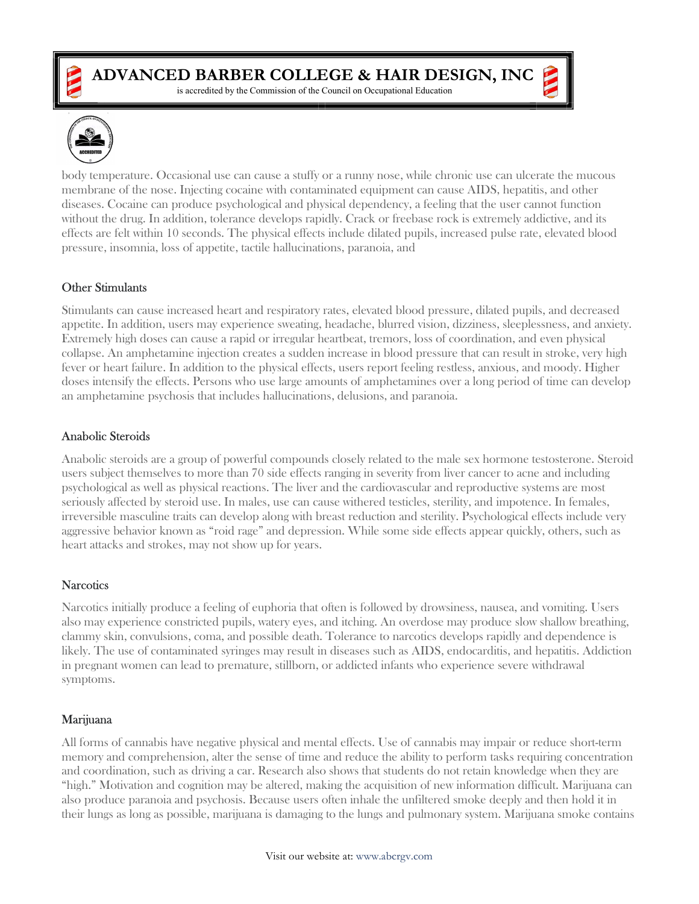body temperature. Occasional use can cause a stuffy or a runny nose, while chronic use can ulcerate the mucous membrane of the nose. Injecting cocaine with contaminated equipment can cause AIDS, hepatitis, and other diseases. Cocaine can produce psychological and physical dependency, a feeling that the user cannot function without the drug. In addition, tolerance develops rapidly. Crack or freebase rock is extremely addictive, and its effects are felt within 10 seconds. The physical effects include dilated pupils, increased pulse rate, elevated blood pressure, insomnia, loss of appetite, tactile hallucinations, paranoia, and

## Other Stimulants

Stimulants can cause increased heart and respiratory rates, elevated blood pressure, dilated pupils, and decreased appetite. In addition, users may experience sweating, headache, blurred vision, dizziness, sleeplessness, and anxiety. Extremely high doses can cause a rapid or irregular heartbeat, tremors, loss of coordination, and even physical collapse. An amphetamine injection creates a sudden increase in blood pressure that can result in stroke, very high fever or heart failure. In addition to the physical effects, users report feeling restless, anxious, and moody. Higher doses intensify the effects. Persons who use large amounts of amphetamines over a long period of time can develop an amphetamine psychosis that includes hallucinations, delusions, and paranoia.

## Anabolic Steroids

Anabolic steroids are a group of powerful compounds closely related to the male sex hormone testosterone. Steroid users subject themselves to more than 70 side effects ranging in severity from liver cancer to acne and including psychological as well as physical reactions. The liver and the cardiovascular and reproductive systems are most seriously affected by steroid use. In males, use can cause withered testicles, sterility, and impotence. In females, irreversible masculine traits can develop along with breast reduction and sterility. Psychological effects include very aggressive behavior known as "roid rage" and depression. While some side effects appear quickly, others, such as heart attacks and strokes, may not show up for years.

## Narcotics

Narcotics initially produce a feeling of euphoria that often is followed by drowsiness, nausea, and vomiting. Users also may experience constricted pupils, watery eyes, and itching. An overdose may produce slow shallow breathing, clammy skin, convulsions, coma, and possible death. Tolerance to narcotics develops rapidly and dependence is likely. The use of contaminated syringes may result in diseases such as AIDS, endocarditis, and hepatitis. Addiction in pregnant women can lead to premature, stillborn, or addicted infants who experience severe withdrawal symptoms.

## Marijuana

All forms of cannabis have negative physical and mental effects. Use of cannabis may impair or reduce short-term memory and comprehension, alter the sense of time and reduce the ability to perform tasks requiring concentration and coordination, such as driving a car. Research also shows that students do not retain knowledge when they are "high." Motivation and cognition may be altered, making the acquisition of new information difficult. Marijuana can also produce paranoia and psychosis. Because users often inhale the unfiltered smoke deeply and then hold it in their lungs as long as possible, marijuana is damaging to the lungs and pulmonary system. Marijuana smoke contains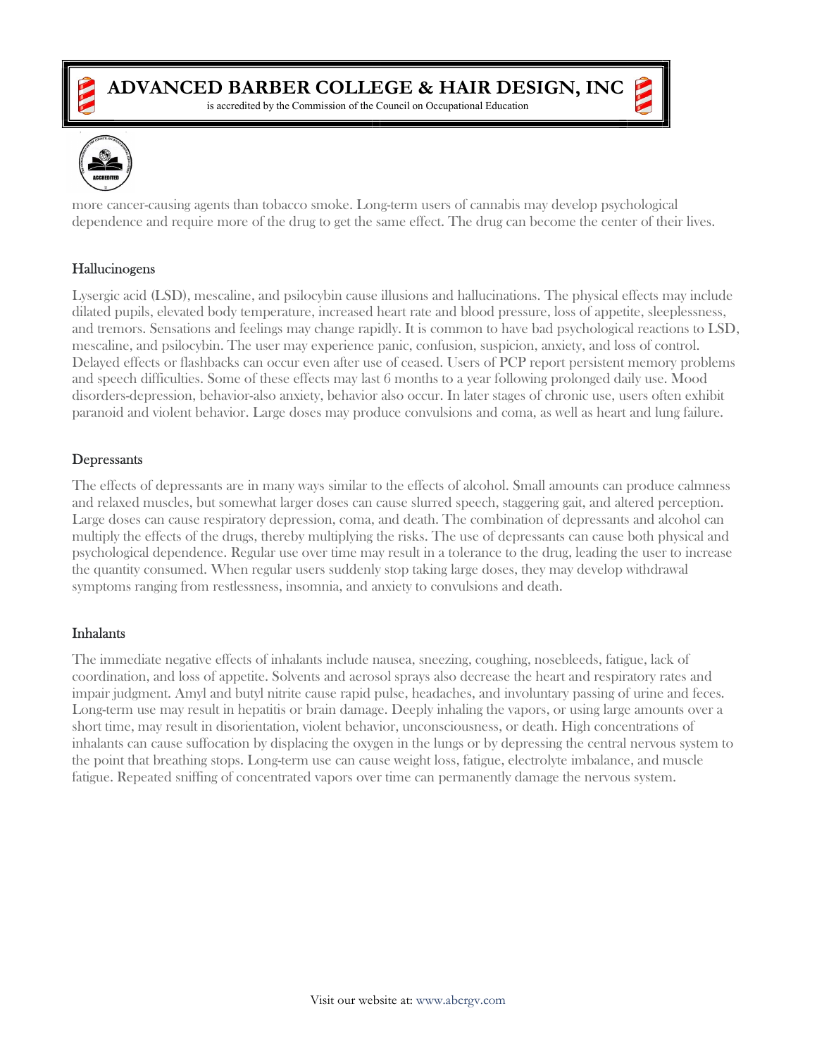more cancer-causing agents than tobacco smoke. Long-term users of cannabis may develop psychological dependence and require more of the drug to get the same effect. The drug can become the center of their lives.

### Hallucinogens

Lysergic acid (LSD), mescaline, and psilocybin cause illusions and hallucinations. The physical effects may include dilated pupils, elevated body temperature, increased heart rate and blood pressure, loss of appetite, sleeplessness, and tremors. Sensations and feelings may change rapidly. It is common to have bad psychological reactions to LSD, mescaline, and psilocybin. The user may experience panic, confusion, suspicion, anxiety, and loss of control. Delayed effects or flashbacks can occur even after use of ceased. Users of PCP report persistent memory problems and speech difficulties. Some of these effects may last 6 months to a year following prolonged daily use. Mood disorders-depression, behavior-also anxiety, behavior also occur. In later stages of chronic use, users often exhibit paranoid and violent behavior. Large doses may produce convulsions and coma, as well as heart and lung failure.

### Depressants

The effects of depressants are in many ways similar to the effects of alcohol. Small amounts can produce calmness and relaxed muscles, but somewhat larger doses can cause slurred speech, staggering gait, and altered perception. Large doses can cause respiratory depression, coma, and death. The combination of depressants and alcohol can multiply the effects of the drugs, thereby multiplying the risks. The use of depressants can cause both physical and psychological dependence. Regular use over time may result in a tolerance to the drug, leading the user to increase the quantity consumed. When regular users suddenly stop taking large doses, they may develop withdrawal symptoms ranging from restlessness, insomnia, and anxiety to convulsions and death.

### Inhalants

The immediate negative effects of inhalants include nausea, sneezing, coughing, nosebleeds, fatigue, lack of coordination, and loss of appetite. Solvents and aerosol sprays also decrease the heart and respiratory rates and impair judgment. Amyl and butyl nitrite cause rapid pulse, headaches, and involuntary passing of urine and feces. Long-term use may result in hepatitis or brain damage. Deeply inhaling the vapors, or using large amounts over a short time, may result in disorientation, violent behavior, unconsciousness, or death. High concentrations of inhalants can cause suffocation by displacing the oxygen in the lungs or by depressing the central nervous system to the point that breathing stops. Long-term use can cause weight loss, fatigue, electrolyte imbalance, and muscle fatigue. Repeated sniffing of concentrated vapors over time can permanently damage the nervous system.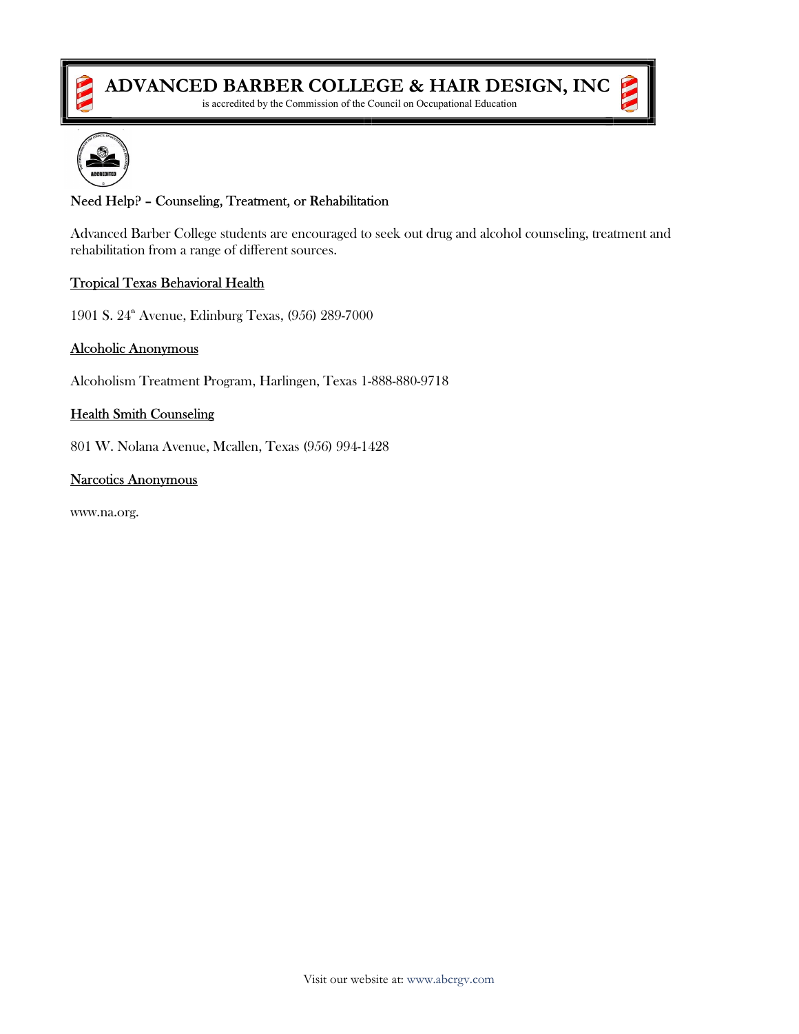# ADVANCED BARBER COLLEGE & HAIR DESIGN, INC

is accredited by the Commission of the Council on Occupational Education

## Need Help? – Counseling, Treatment, or Rehabilitation

Advanced Barber College students are encouraged to seek out drug and alcohol counseling, treatment and rehabilitation from a range of different sources.

**Tropical Texas Behavioral Health**

1901 S. 24th Avenue, Edinburg Texas, (956) 289-7000

**Alcoholic Anonymous**

Alcoholism Treatment Program, Harlingen, Texas 1-888-880-9718

**Health Smith Counseling**

801 W. Nolana Avenue, Mcallen, Texas (956) 994-1428

**Narcotics Anonymous**

www.na.org.

Visit our website at: www.abcrgv.com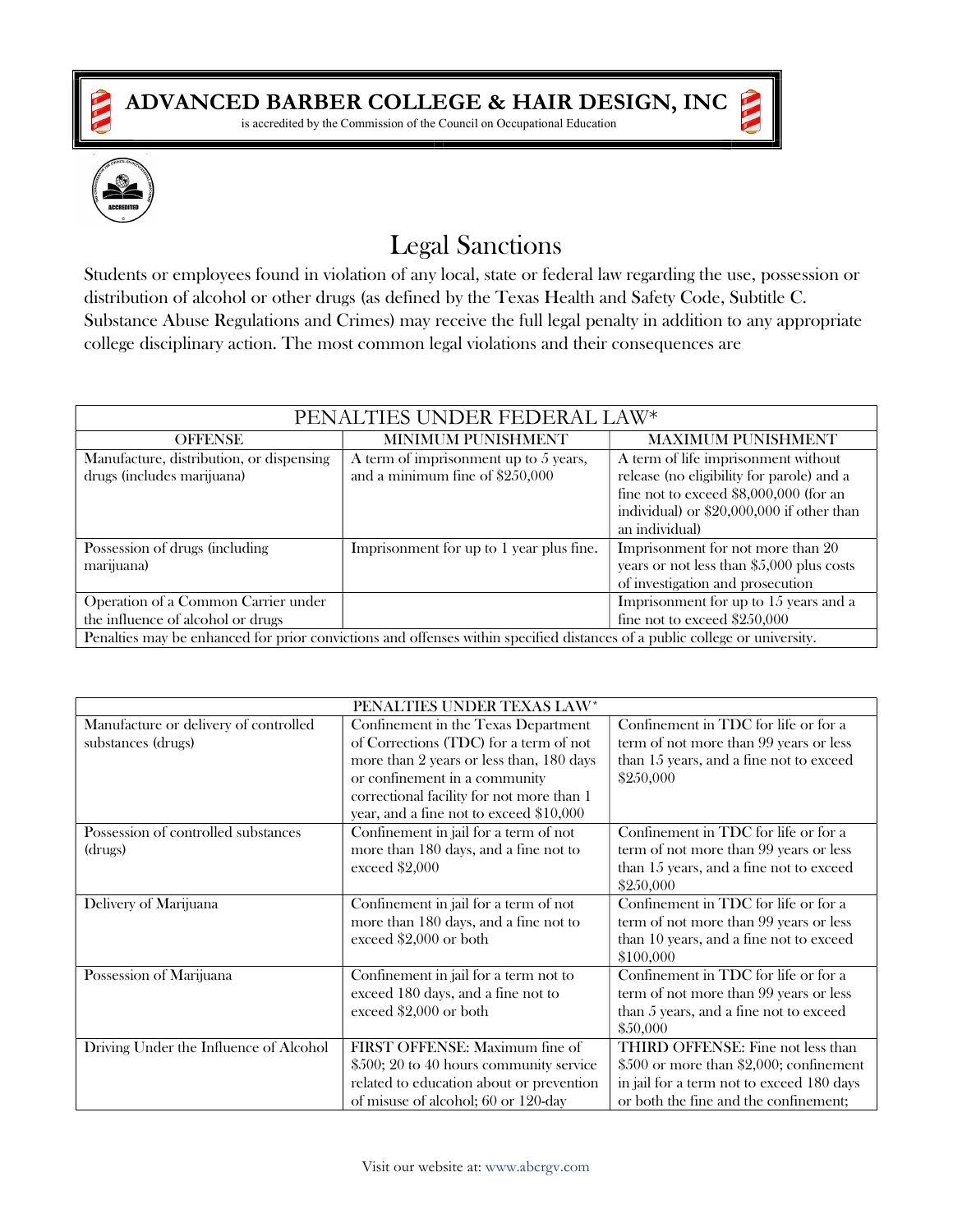# ADVANCED BARBER COLLEGE & HAIR DESIGN, INC

is accredited by the Commission of the Council on Occupational Education

## Legal Sanctions

Students or employees found in violation of any local, state or federal law regarding the use, possession or distribution of alcohol or other drugs (as defined by the Texas Health and Safety Code, Subtitle C. Substance Abuse Regulations and Crimes) may receive the full legal penalty in addition to any appropriate college disciplinary action. The most common legal violations and their consequences are

| PENALTIES UNDER FEDERAL LAW* | | |
|---|---|---|
| OFFENSE | MINIMUM PUNISHMENT | MAXIMUM PUNISHMENT |
| Manufacture, distribution, or dispensing drugs (includes marijuana) | A term of imprisonment up to 5 years, and a minimum fine of $250,000 | A term of life imprisonment without release (no eligibility for parole) and a fine not to exceed $8,000,000 (for an individual) or $20,000,000 if other than an individual) |
| Possession of drugs (including marijuana) | Imprisonment for up to 1 year plus fine. | Imprisonment for not more than 20 years or not less than $5,000 plus costs of investigation and prosecution |
| Operation of a Common Carrier under the influence of alcohol or drugs | | Imprisonment for up to 15 years and a fine not to exceed $250,000 |
| Penalties may be enhanced for prior convictions and offenses within specified distances of a public college or university. | | |

| PENALTIES UNDER TEXAS LAW* | | |
|---|---|---|
| Manufacture or delivery of controlled substances (drugs) | Confinement in the Texas Department of Corrections (TDC) for a term of not more than 2 years or less than, 180 days or confinement in a community correctional facility for not more than 1 year, and a fine not to exceed $10,000 | Confinement in TDC for life or for a term of not more than 99 years or less than 15 years, and a fine not to exceed $250,000 |
| Possession of controlled substances (drugs) | Confinement in jail for a term of not more than 180 days, and a fine not to exceed $2,000 | Confinement in TDC for life or for a term of not more than 99 years or less than 15 years, and a fine not to exceed $250,000 |
| Delivery of Marijuana | Confinement in jail for a term of not more than 180 days, and a fine not to exceed $2,000 or both | Confinement in TDC for life or for a term of not more than 99 years or less than 10 years, and a fine not to exceed $100,000 |
| Possession of Marijuana | Confinement in jail for a term not to exceed 180 days, and a fine not to exceed $2,000 or both | Confinement in TDC for life or for a term of not more than 99 years or less than 5 years, and a fine not to exceed $50,000 |
| Driving Under the Influence of Alcohol | FIRST OFFENSE: Maximum fine of $500; 20 to 40 hours community service related to education about or prevention of misuse of alcohol; 60 or 120-day | THIRD OFFENSE: Fine not less than $500 or more than $2,000; confinement in jail for a term not to exceed 180 days or both the fine and the confinement; |

Visit our website at: www.abcrgv.com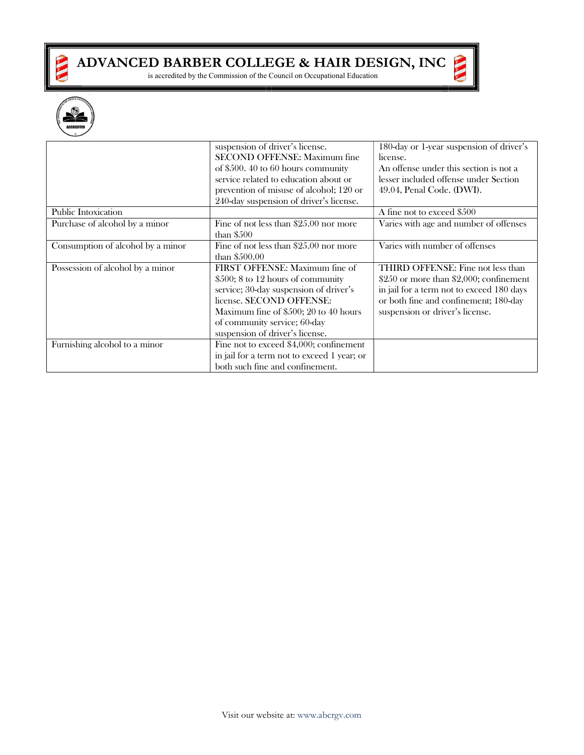| | | |
|---|---|---|
| | suspension of driver's license. SECOND OFFENSE: Maximum fine of $500. 40 to 60 hours community service related to education about or prevention of misuse of alcohol; 120 or 240-day suspension of driver's license. | 180-day or 1-year suspension of driver's license. An offense under this section is not a lesser included offense under Section 49.04, Penal Code. (DWI). |
| Public Intoxication | | A fine not to exceed $500 |
| Purchase of alcohol by a minor | Fine of not less than $25.00 nor more than $500 | Varies with age and number of offenses |
| Consumption of alcohol by a minor | Fine of not less than $25.00 nor more than $500.00 | Varies with number of offenses |
| Possession of alcohol by a minor | FIRST OFFENSE: Maximum fine of $500; 8 to 12 hours of community service; 30-day suspension of driver's license. SECOND OFFENSE: Maximum fine of $500; 20 to 40 hours of community service; 60-day suspension of driver's license. | THIRD OFFENSE: Fine not less than $250 or more than $2,000; confinement in jail for a term not to exceed 180 days or both fine and confinement; 180-day suspension or driver's license. |
| Furnishing alcohol to a minor | Fine not to exceed $4,000; confinement in jail for a term not to exceed 1 year; or both such fine and confinement. | |